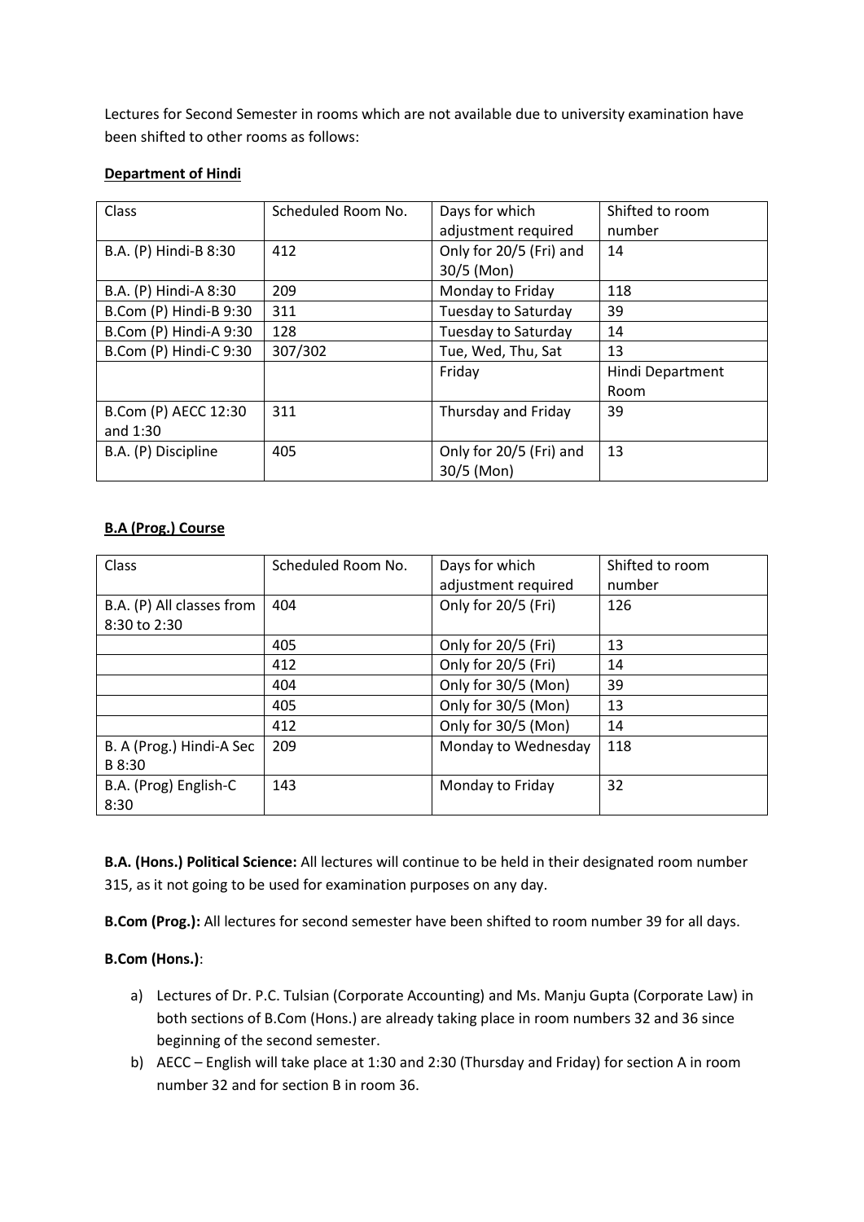Lectures for Second Semester in rooms which are not available due to university examination have been shifted to other rooms as follows:

**Department of Hindi**

| Class | Scheduled Room No. | Days for which adjustment required | Shifted to room number |
|---|---|---|---|
| B.A. (P) Hindi-B 8:30 | 412 | Only for 20/5 (Fri) and 30/5 (Mon) | 14 |
| B.A. (P) Hindi-A 8:30 | 209 | Monday to Friday | 118 |
| B.Com (P) Hindi-B 9:30 | 311 | Tuesday to Saturday | 39 |
| B.Com (P) Hindi-A 9:30 | 128 | Tuesday to Saturday | 14 |
| B.Com (P) Hindi-C 9:30 | 307/302 | Tue, Wed, Thu, Sat | 13 |
| | | Friday | Hindi Department Room |
| B.Com (P) AECC 12:30 and 1:30 | 311 | Thursday and Friday | 39 |
| B.A. (P) Discipline | 405 | Only for 20/5 (Fri) and 30/5 (Mon) | 13 |

**B.A (Prog.) Course**

| Class | Scheduled Room No. | Days for which adjustment required | Shifted to room number |
|---|---|---|---|
| B.A. (P) All classes from 8:30 to 2:30 | 404 | Only for 20/5 (Fri) | 126 |
| | 405 | Only for 20/5 (Fri) | 13 |
| | 412 | Only for 20/5 (Fri) | 14 |
| | 404 | Only for 30/5 (Mon) | 39 |
| | 405 | Only for 30/5 (Mon) | 13 |
| | 412 | Only for 30/5 (Mon) | 14 |
| B. A (Prog.) Hindi-A Sec B 8:30 | 209 | Monday to Wednesday | 118 |
| B.A. (Prog) English-C 8:30 | 143 | Monday to Friday | 32 |

**B.A. (Hons.) Political Science:** All lectures will continue to be held in their designated room number 315, as it not going to be used for examination purposes on any day.

**B.Com (Prog.):** All lectures for second semester have been shifted to room number 39 for all days.

**B.Com (Hons.)**:

a) Lectures of Dr. P.C. Tulsian (Corporate Accounting) and Ms. Manju Gupta (Corporate Law) in both sections of B.Com (Hons.) are already taking place in room numbers 32 and 36 since beginning of the second semester.

b) AECC – English will take place at 1:30 and 2:30 (Thursday and Friday) for section A in room number 32 and for section B in room 36.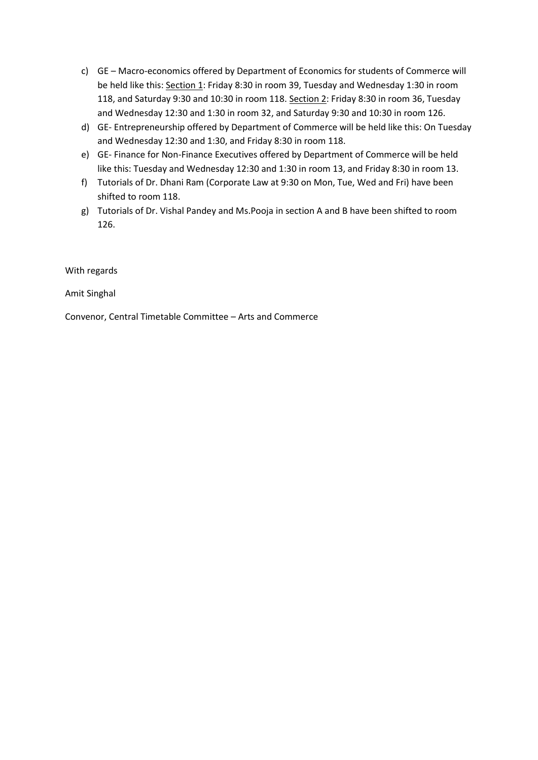c) GE – Macro-economics offered by Department of Economics for students of Commerce will be held like this: Section 1: Friday 8:30 in room 39, Tuesday and Wednesday 1:30 in room 118, and Saturday 9:30 and 10:30 in room 118. Section 2: Friday 8:30 in room 36, Tuesday and Wednesday 12:30 and 1:30 in room 32, and Saturday 9:30 and 10:30 in room 126.

d) GE- Entrepreneurship offered by Department of Commerce will be held like this: On Tuesday and Wednesday 12:30 and 1:30, and Friday 8:30 in room 118.

e) GE- Finance for Non-Finance Executives offered by Department of Commerce will be held like this: Tuesday and Wednesday 12:30 and 1:30 in room 13, and Friday 8:30 in room 13.

f) Tutorials of Dr. Dhani Ram (Corporate Law at 9:30 on Mon, Tue, Wed and Fri) have been shifted to room 118.

g) Tutorials of Dr. Vishal Pandey and Ms.Pooja in section A and B have been shifted to room 126.

With regards

Amit Singhal

Convenor, Central Timetable Committee – Arts and Commerce